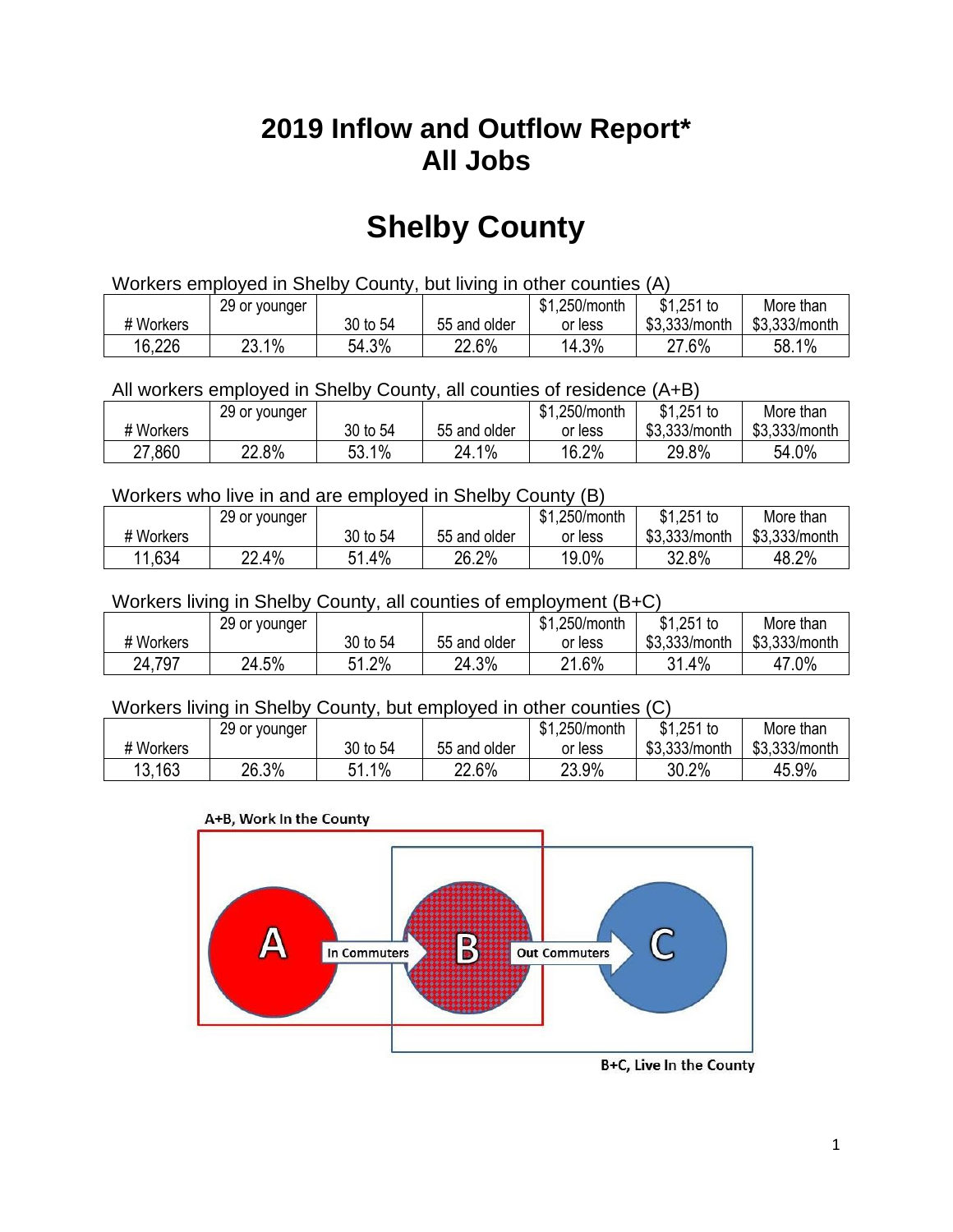# 2019 Inflow and Outflow Report*
# All Jobs

# Shelby County

Workers employed in Shelby County, but living in other counties (A)

| # Workers | 29 or younger | 30 to 54 | 55 and older | $1,250/month or less | $1,251 to $3,333/month | More than $3,333/month |
|---|---|---|---|---|---|---|
| 16,226 | 23.1% | 54.3% | 22.6% | 14.3% | 27.6% | 58.1% |

All workers employed in Shelby County, all counties of residence (A+B)

| # Workers | 29 or younger | 30 to 54 | 55 and older | $1,250/month or less | $1,251 to $3,333/month | More than $3,333/month |
|---|---|---|---|---|---|---|
| 27,860 | 22.8% | 53.1% | 24.1% | 16.2% | 29.8% | 54.0% |

Workers who live in and are employed in Shelby County (B)

| # Workers | 29 or younger | 30 to 54 | 55 and older | $1,250/month or less | $1,251 to $3,333/month | More than $3,333/month |
|---|---|---|---|---|---|---|
| 11,634 | 22.4% | 51.4% | 26.2% | 19.0% | 32.8% | 48.2% |

Workers living in Shelby County, all counties of employment (B+C)

| # Workers | 29 or younger | 30 to 54 | 55 and older | $1,250/month or less | $1,251 to $3,333/month | More than $3,333/month |
|---|---|---|---|---|---|---|
| 24,797 | 24.5% | 51.2% | 24.3% | 21.6% | 31.4% | 47.0% |

Workers living in Shelby County, but employed in other counties (C)

| # Workers | 29 or younger | 30 to 54 | 55 and older | $1,250/month or less | $1,251 to $3,333/month | More than $3,333/month |
|---|---|---|---|---|---|---|
| 13,163 | 26.3% | 51.1% | 22.6% | 23.9% | 30.2% | 45.9% |

A+B, Work In the County

A — In Commuters → B — Out Commuters → C

B+C, Live In the County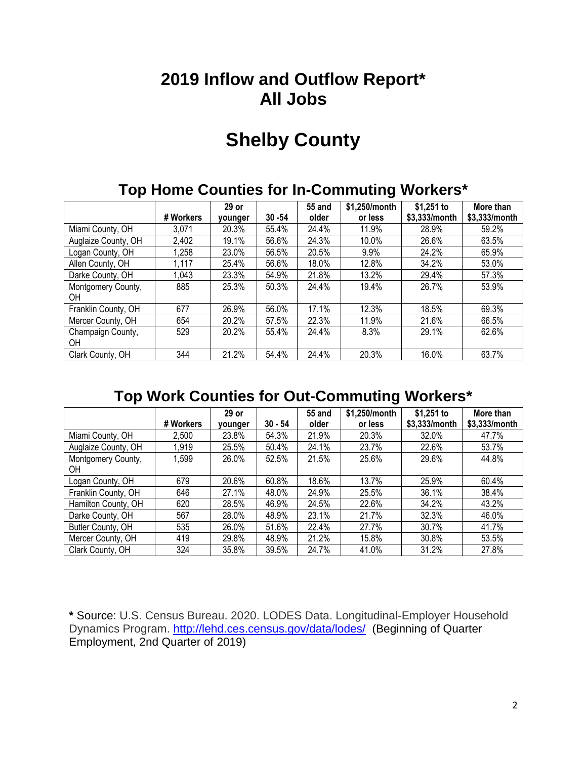# 2019 Inflow and Outflow Report* All Jobs

# Shelby County

## Top Home Counties for In-Commuting Workers*

| | # Workers | 29 or younger | 30 -54 | 55 and older | $1,250/month or less | $1,251 to $3,333/month | More than $3,333/month |
|---|---|---|---|---|---|---|---|
| Miami County, OH | 3,071 | 20.3% | 55.4% | 24.4% | 11.9% | 28.9% | 59.2% |
| Auglaize County, OH | 2,402 | 19.1% | 56.6% | 24.3% | 10.0% | 26.6% | 63.5% |
| Logan County, OH | 1,258 | 23.0% | 56.5% | 20.5% | 9.9% | 24.2% | 65.9% |
| Allen County, OH | 1,117 | 25.4% | 56.6% | 18.0% | 12.8% | 34.2% | 53.0% |
| Darke County, OH | 1,043 | 23.3% | 54.9% | 21.8% | 13.2% | 29.4% | 57.3% |
| Montgomery County, OH | 885 | 25.3% | 50.3% | 24.4% | 19.4% | 26.7% | 53.9% |
| Franklin County, OH | 677 | 26.9% | 56.0% | 17.1% | 12.3% | 18.5% | 69.3% |
| Mercer County, OH | 654 | 20.2% | 57.5% | 22.3% | 11.9% | 21.6% | 66.5% |
| Champaign County, OH | 529 | 20.2% | 55.4% | 24.4% | 8.3% | 29.1% | 62.6% |
| Clark County, OH | 344 | 21.2% | 54.4% | 24.4% | 20.3% | 16.0% | 63.7% |

## Top Work Counties for Out-Commuting Workers*

| | # Workers | 29 or younger | 30 - 54 | 55 and older | $1,250/month or less | $1,251 to $3,333/month | More than $3,333/month |
|---|---|---|---|---|---|---|---|
| Miami County, OH | 2,500 | 23.8% | 54.3% | 21.9% | 20.3% | 32.0% | 47.7% |
| Auglaize County, OH | 1,919 | 25.5% | 50.4% | 24.1% | 23.7% | 22.6% | 53.7% |
| Montgomery County, OH | 1,599 | 26.0% | 52.5% | 21.5% | 25.6% | 29.6% | 44.8% |
| Logan County, OH | 679 | 20.6% | 60.8% | 18.6% | 13.7% | 25.9% | 60.4% |
| Franklin County, OH | 646 | 27.1% | 48.0% | 24.9% | 25.5% | 36.1% | 38.4% |
| Hamilton County, OH | 620 | 28.5% | 46.9% | 24.5% | 22.6% | 34.2% | 43.2% |
| Darke County, OH | 567 | 28.0% | 48.9% | 23.1% | 21.7% | 32.3% | 46.0% |
| Butler County, OH | 535 | 26.0% | 51.6% | 22.4% | 27.7% | 30.7% | 41.7% |
| Mercer County, OH | 419 | 29.8% | 48.9% | 21.2% | 15.8% | 30.8% | 53.5% |
| Clark County, OH | 324 | 35.8% | 39.5% | 24.7% | 41.0% | 31.2% | 27.8% |

**\*** Source: U.S. Census Bureau. 2020. LODES Data. Longitudinal-Employer Household Dynamics Program. http://lehd.ces.census.gov/data/lodes/ (Beginning of Quarter Employment, 2nd Quarter of 2019)